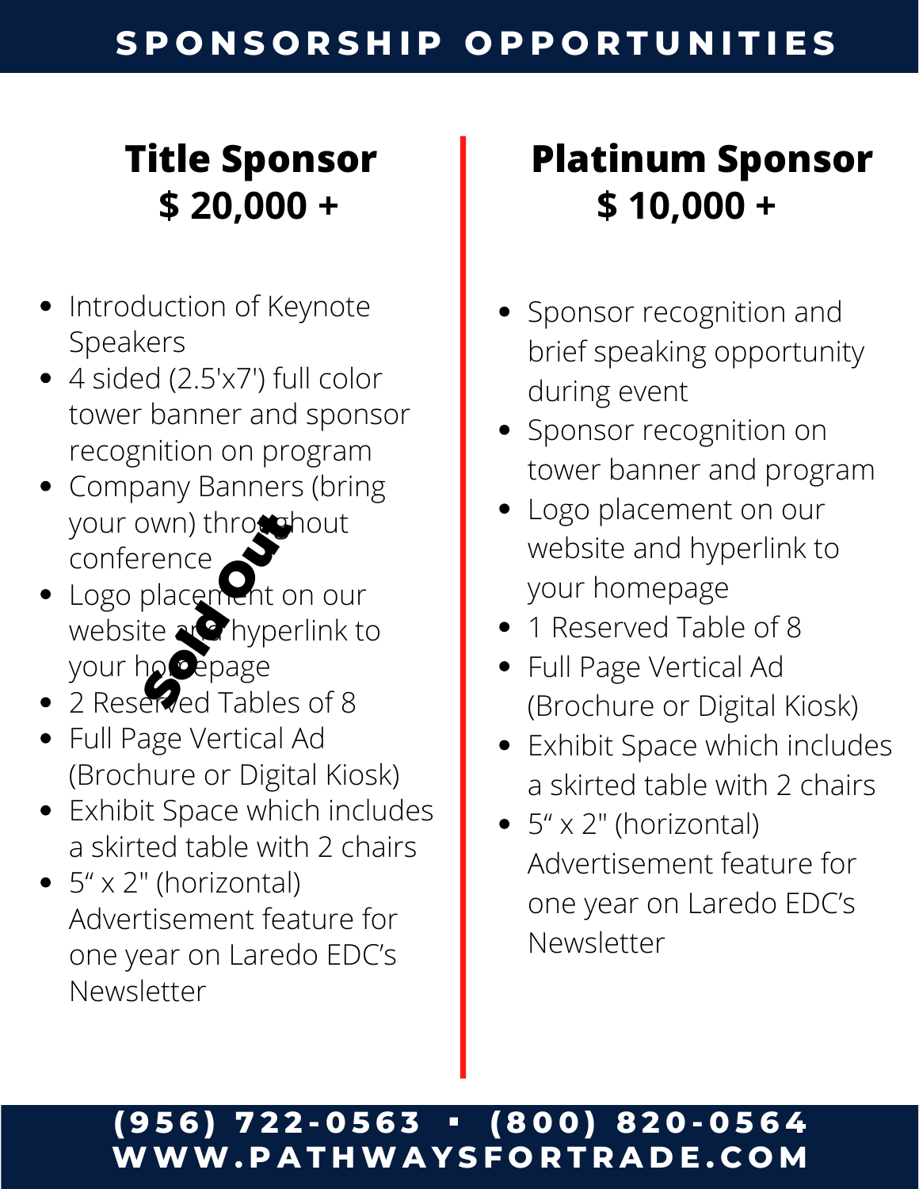# SPONSORSHIP OPPORTUNITIES

## Title Sponsor
## $ 20,000 +

**Sold Out**

- Introduction of Keynote Speakers
- 4 sided (2.5'x7') full color tower banner and sponsor recognition on program
- Company Banners (bring your own) throughout conference
- Logo placement on our website and hyperlink to your homepage
- 2 Reserved Tables of 8
- Full Page Vertical Ad (Brochure or Digital Kiosk)
- Exhibit Space which includes a skirted table with 2 chairs
- 5" x 2" (horizontal) Advertisement feature for one year on Laredo EDC's Newsletter

## Platinum Sponsor
## $ 10,000 +

- Sponsor recognition and brief speaking opportunity during event
- Sponsor recognition on tower banner and program
- Logo placement on our website and hyperlink to your homepage
- 1 Reserved Table of 8
- Full Page Vertical Ad (Brochure or Digital Kiosk)
- Exhibit Space which includes a skirted table with 2 chairs
- 5" x 2" (horizontal) Advertisement feature for one year on Laredo EDC's Newsletter

**(956) 722-0563 ▪ (800) 820-0564**
**WWW.PATHWAYSFORTRADE.COM**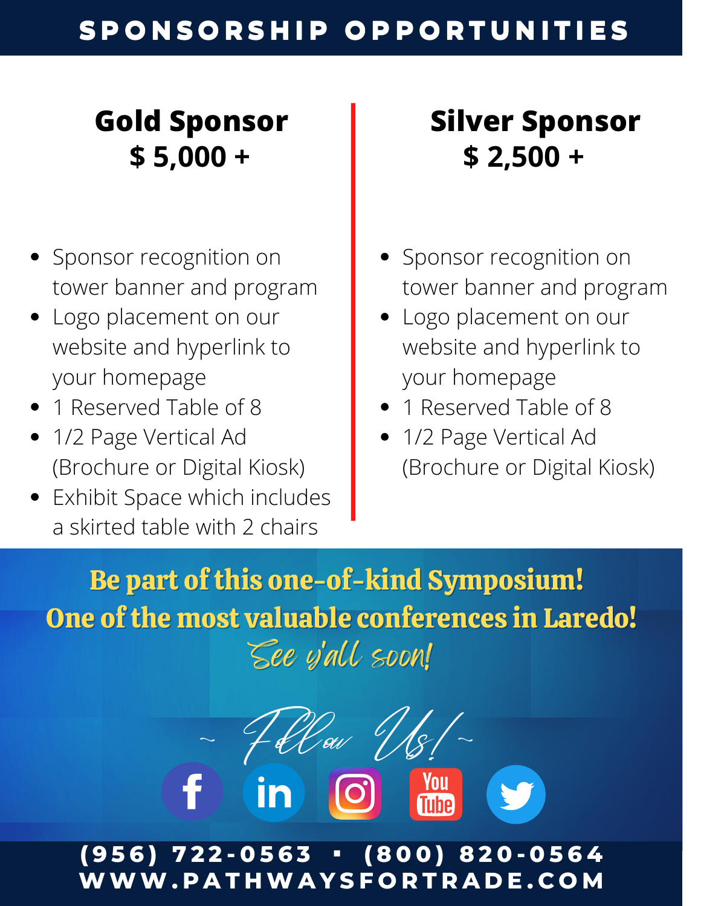# SPONSORSHIP OPPORTUNITIES

## Gold Sponsor
## $ 5,000 +

- Sponsor recognition on tower banner and program
- Logo placement on our website and hyperlink to your homepage
- 1 Reserved Table of 8
- 1/2 Page Vertical Ad (Brochure or Digital Kiosk)
- Exhibit Space which includes a skirted table with 2 chairs

## Silver Sponsor
## $ 2,500 +

- Sponsor recognition on tower banner and program
- Logo placement on our website and hyperlink to your homepage
- 1 Reserved Table of 8
- 1/2 Page Vertical Ad (Brochure or Digital Kiosk)

**Be part of this one-of-kind Symposium!**
**One of the most valuable conferences in Laredo!**
*See y'all soon!*

~ Follow Us! ~

(956) 722-0563 ▪ (800) 820-0564
WWW.PATHWAYSFORTRADE.COM